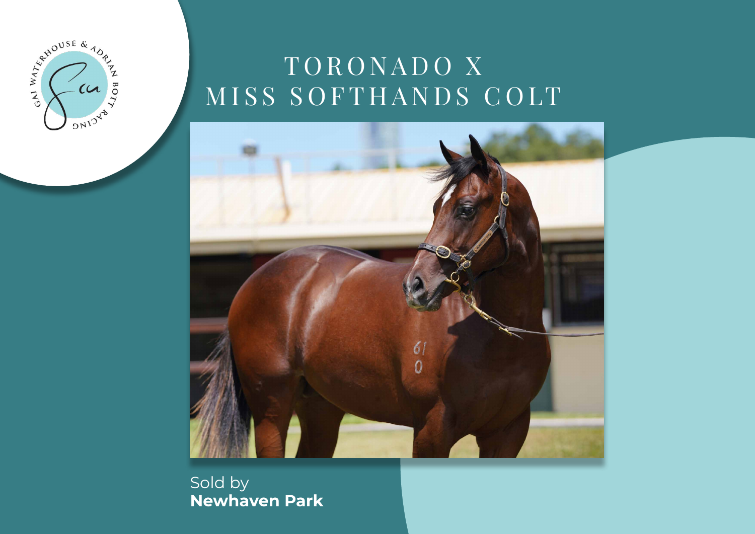# TORONADO X MISS SOFTHANDS COLT

Sold by
**Newhaven Park**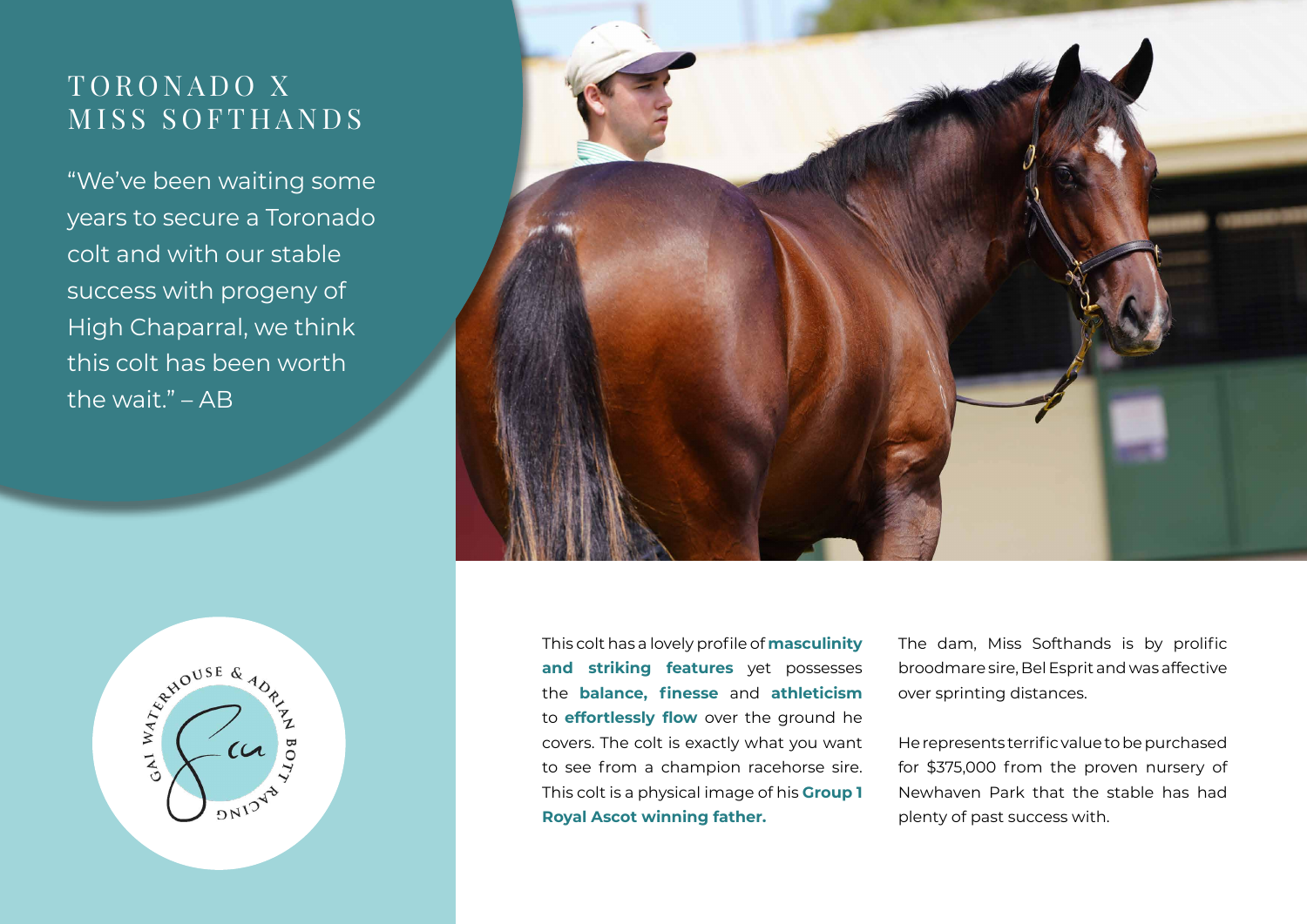# TORONADO X MISS SOFTHANDS

"We've been waiting some years to secure a Toronado colt and with our stable success with progeny of High Chaparral, we think this colt has been worth the wait." – AB

This colt has a lovely profile of **masculinity and striking features** yet possesses the **balance, finesse** and **athleticism** to **effortlessly flow** over the ground he covers. The colt is exactly what you want to see from a champion racehorse sire. This colt is a physical image of his **Group 1 Royal Ascot winning father.**

The dam, Miss Softhands is by prolific broodmare sire, Bel Esprit and was affective over sprinting distances.

He represents terrific value to be purchased for $375,000 from the proven nursery of Newhaven Park that the stable has had plenty of past success with.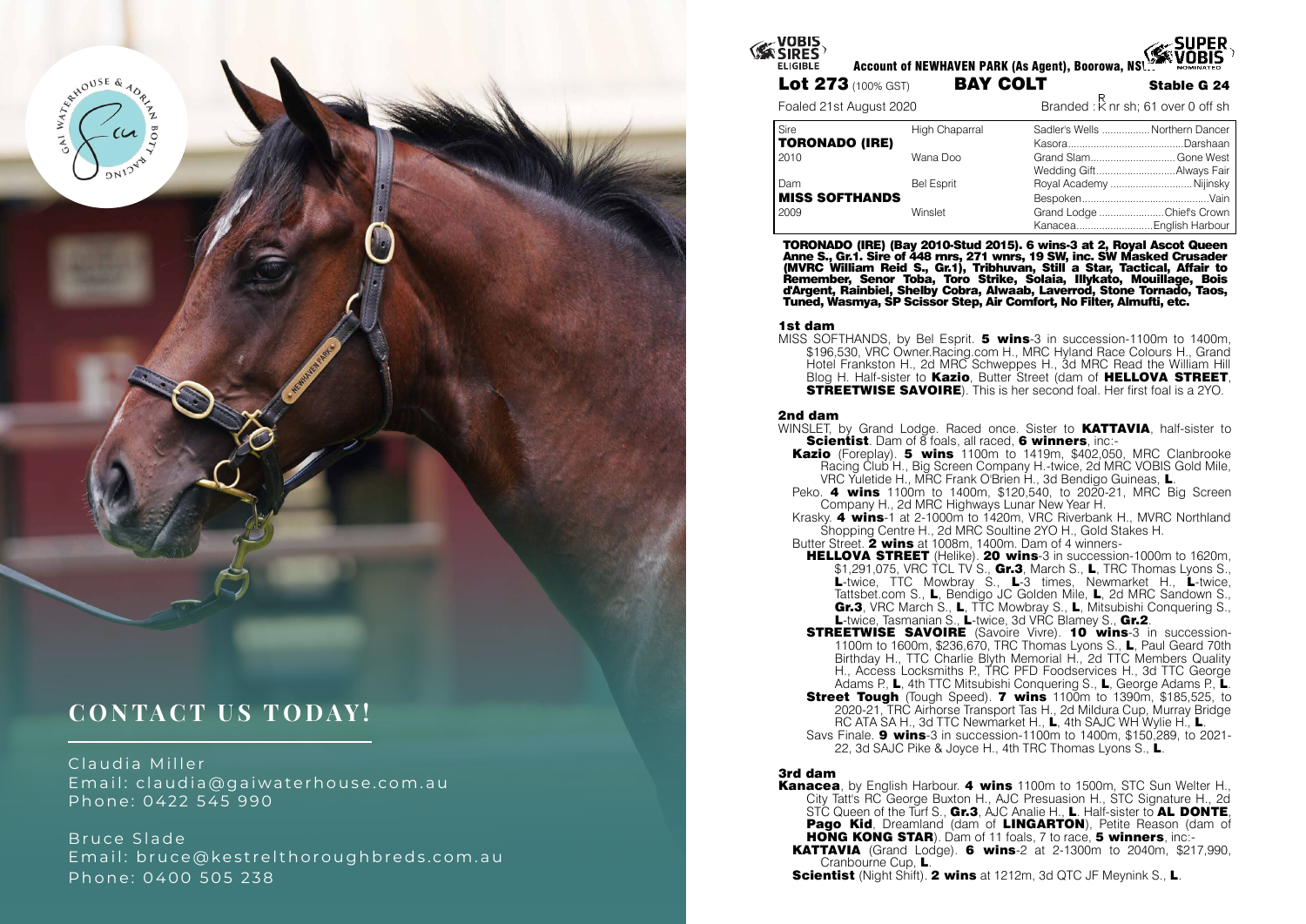GAI WATERHOUSE & ADRIAN BOTT RACING

## CONTACT US TODAY!

Claudia Miller
Email: claudia@gaiwaterhouse.com.au
Phone: 0422 545 990

Bruce Slade
Email: bruce@kestrelthoroughbreds.com.au
Phone: 0400 505 238

VOBIS SIRES ELIGIBLE

SUPER VOBIS NOMINATED

**Account of NEWHAVEN PARK (As Agent), Boorowa, NSW**

**Lot 273** (100% GST) **BAY COLT** **Stable G 24**

Foaled 21st August 2020

Branded : R/K nr sh; 61 over 0 off sh

| | | | |
|---|---|---|---|
| Sire **TORONADO (IRE)** 2010 | High Chaparral | Sadler's Wells | Northern Dancer |
| | | Kasora | Darshaan |
| | Wana Doo | Grand Slam | Gone West |
| | | Wedding Gift | Always Fair |
| Dam **MISS SOFTHANDS** 2009 | Bel Esprit | Royal Academy | Nijinsky |
| | | Bespoken | Vain |
| | Winslet | Grand Lodge | Chief's Crown |
| | | Kanacea | English Harbour |

**TORONADO (IRE) (Bay 2010-Stud 2015). 6 wins-3 at 2, Royal Ascot Queen Anne S., Gr.1. Sire of 448 rnrs, 271 wnrs, 19 SW, inc. SW Masked Crusader (MVRC William Reid S., Gr.1), Tribhuvan, Still a Star, Tactical, Affair to Remember, Senor Toba, Toro Strike, Solaia, Illykato, Mouillage, Bois d'Argent, Rainbiel, Shelby Cobra, Alwaab, Laverrod, Stone Tornado, Taos, Tuned, Wasmya, SP Scissor Step, Air Comfort, No Filter, Almufti, etc.**

### 1st dam

MISS SOFTHANDS, by Bel Esprit. **5 wins**-3 in succession-1100m to 1400m, $196,530, VRC Owner.Racing.com H., MRC Hyland Race Colours H., Grand Hotel Frankston H., 2d MRC Schweppes H., 3d MRC Read the William Hill Blog H. Half-sister to **Kazio**, Butter Street (dam of **HELLOVA STREET**, **STREETWISE SAVOIRE**). This is her second foal. Her first foal is a 2YO.

### 2nd dam

WINSLET, by Grand Lodge. Raced once. Sister to **KATTAVIA**, half-sister to **Scientist**. Dam of 8 foals, all raced, **6 winners**, inc:-

- **Kazio** (Foreplay). **5 wins** 1100m to 1419m, $402,050, MRC Clanbrooke Racing Club H., Big Screen Company H.-twice, 2d MRC VOBIS Gold Mile, VRC Yuletide H., MRC Frank O'Brien H., 3d Bendigo Guineas, **L**.
- Peko. **4 wins** 1100m to 1400m, $120,540, to 2020-21, MRC Big Screen Company H., 2d MRC Highways Lunar New Year H.
- Krasky. **4 wins**-1 at 2-1000m to 1420m, VRC Riverbank H., MVRC Northland Shopping Centre H., 2d MRC Soultine 2YO H., Gold Stakes H.
- Butter Street. **2 wins** at 1008m, 1400m. Dam of 4 winners-
  - **HELLOVA STREET** (Helike). **20 wins**-3 in succession-1000m to 1620m, $1,291,075, VRC TCL TV S., **Gr.3**, March S., **L**, TRC Thomas Lyons S., **L**-twice, TTC Mowbray S., **L**-3 times, Newmarket H., **L**-twice, Tattsbet.com S., **L**, Bendigo JC Golden Mile, **L**, 2d MRC Sandown S., **Gr.3**, VRC March S., **L**, TTC Mowbray S., **L**, Mitsubishi Conquering S., **L**-twice, Tasmanian S., **L**-twice, 3d VRC Blamey S., **Gr.2**.
  - **STREETWISE SAVOIRE** (Savoire Vivre). **10 wins**-3 in succession-1100m to 1600m, $236,670, TRC Thomas Lyons S., **L**, Paul Geard 70th Birthday H., TTC Charlie Blyth Memorial H., 2d TTC Members Quality H., Access Locksmiths P., TRC PFD Foodservices H., 3d TTC George Adams P., **L**, 4th TTC Mitsubishi Conquering S., **L**, George Adams P., **L**.
  - **Street Tough** (Tough Speed). **7 wins** 1100m to 1390m, $185,525, to 2020-21, TRC Airhorse Transport Tas H., 2d Mildura Cup, Murray Bridge RC ATA SA H., 3d TTC Newmarket H., **L**, 4th SAJC WH Wylie H., **L**.
  - Savs Finale. **9 wins**-3 in succession-1100m to 1400m, $150,289, to 2021-22, 3d SAJC Pike & Joyce H., 4th TRC Thomas Lyons S., **L**.

### 3rd dam

**Kanacea**, by English Harbour. **4 wins** 1100m to 1500m, STC Sun Welter H., City Tatt's RC George Buxton H., AJC Presuasion H., STC Signature H., 2d STC Queen of the Turf S., **Gr.3**, AJC Analie H., **L**. Half-sister to **AL DONTE**, **Pago Kid**, Dreamland (dam of **LINGARTON**), Petite Reason (dam of **HONG KONG STAR**). Dam of 11 foals, 7 to race, **5 winners**, inc:-

- **KATTAVIA** (Grand Lodge). **6 wins**-2 at 2-1300m to 2040m, $217,990, Cranbourne Cup, **L**.
- **Scientist** (Night Shift). **2 wins** at 1212m, 3d QTC JF Meynink S., **L**.